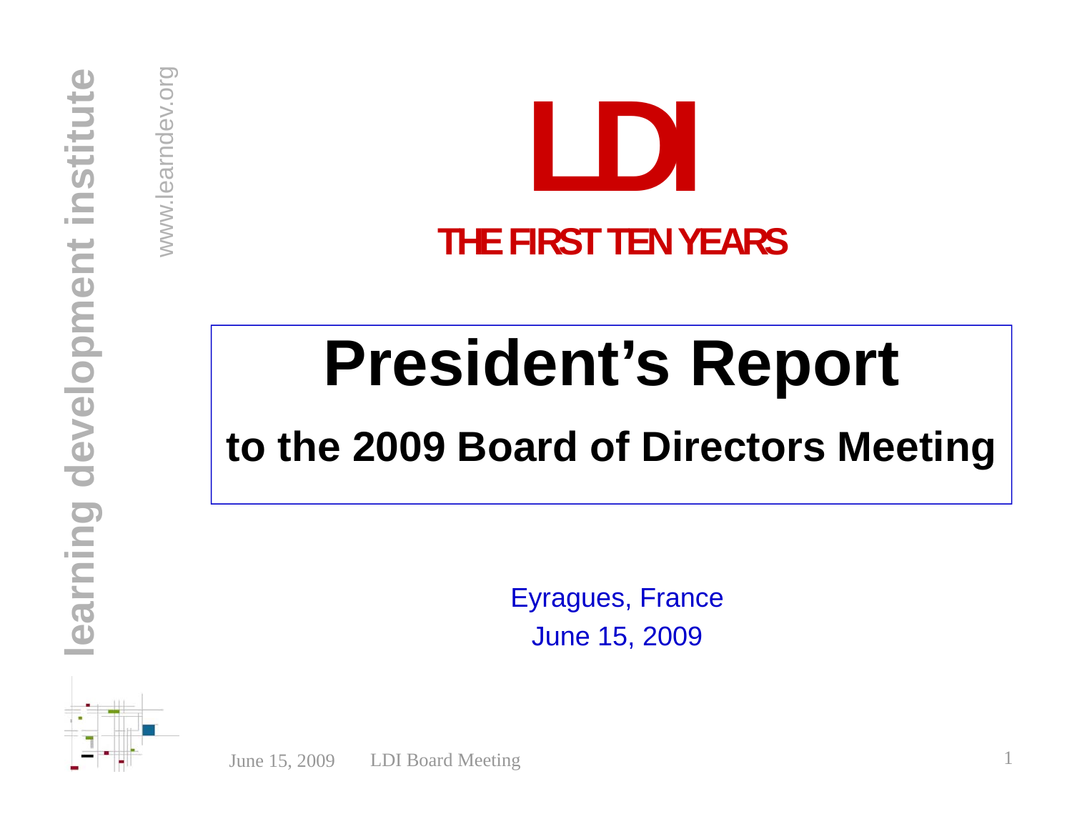# LDI

## THE FIRST TEN YEARS

# President's Report

## to the 2009 Board of Directors Meeting

Eyragues, France

June 15, 2009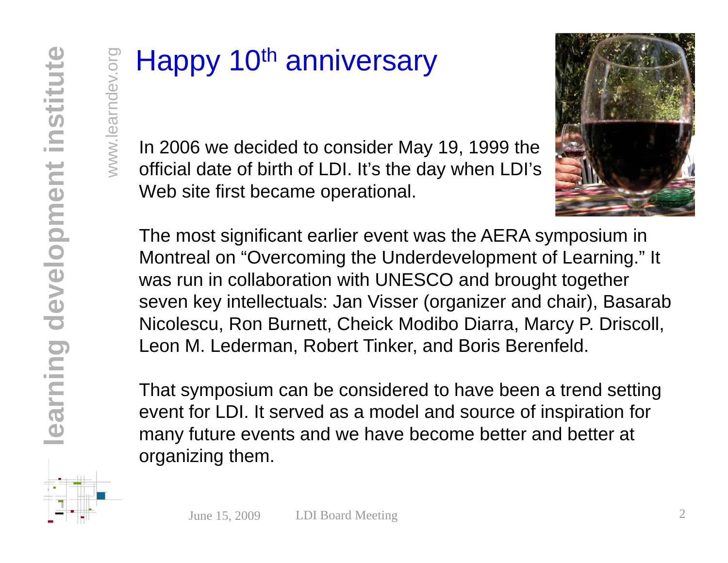# Happy 10th anniversary

In 2006 we decided to consider May 19, 1999 the official date of birth of LDI. It's the day when LDI's Web site first became operational.

The most significant earlier event was the AERA symposium in Montreal on "Overcoming the Underdevelopment of Learning." It was run in collaboration with UNESCO and brought together seven key intellectuals: Jan Visser (organizer and chair), Basarab Nicolescu, Ron Burnett, Cheick Modibo Diarra, Marcy P. Driscoll, Leon M. Lederman, Robert Tinker, and Boris Berenfeld.

That symposium can be considered to have been a trend setting event for LDI. It served as a model and source of inspiration for many future events and we have become better and better at organizing them.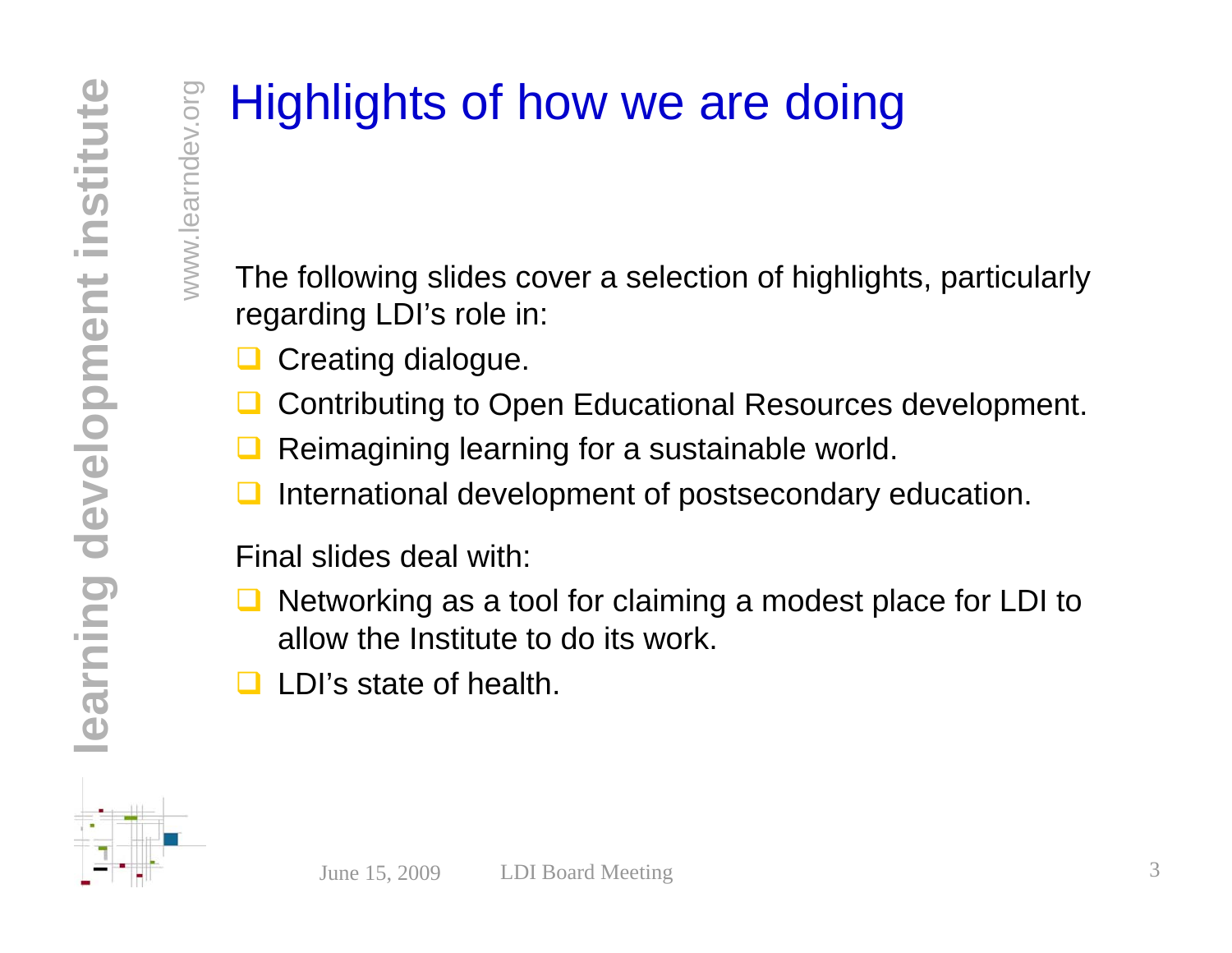# Highlights of how we are doing

The following slides cover a selection of highlights, particularly regarding LDI's role in:

- Creating dialogue.
- Contributing to Open Educational Resources development.
- Reimagining learning for a sustainable world.
- International development of postsecondary education.

Final slides deal with:

- Networking as a tool for claiming a modest place for LDI to allow the Institute to do its work.
- LDI's state of health.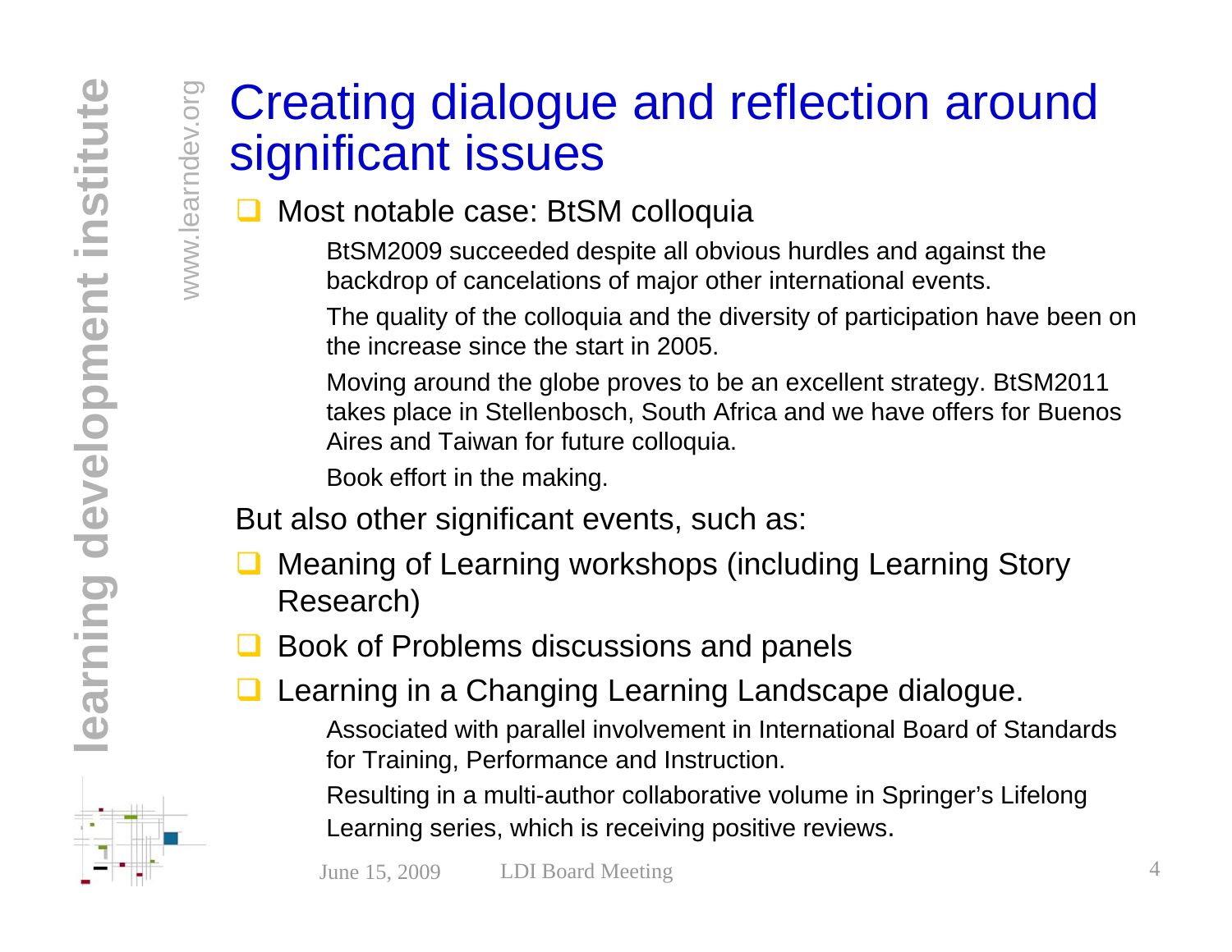# Creating dialogue and reflection around significant issues

- Most notable case: BtSM colloquia
  - BtSM2009 succeeded despite all obvious hurdles and against the backdrop of cancelations of major other international events.
  - The quality of the colloquia and the diversity of participation have been on the increase since the start in 2005.
  - Moving around the globe proves to be an excellent strategy. BtSM2011 takes place in Stellenbosch, South Africa and we have offers for Buenos Aires and Taiwan for future colloquia.
  - Book effort in the making.

But also other significant events, such as:

- Meaning of Learning workshops (including Learning Story Research)
- Book of Problems discussions and panels
- Learning in a Changing Learning Landscape dialogue.
  - Associated with parallel involvement in International Board of Standards for Training, Performance and Instruction.
  - Resulting in a multi-author collaborative volume in Springer's Lifelong Learning series, which is receiving positive reviews.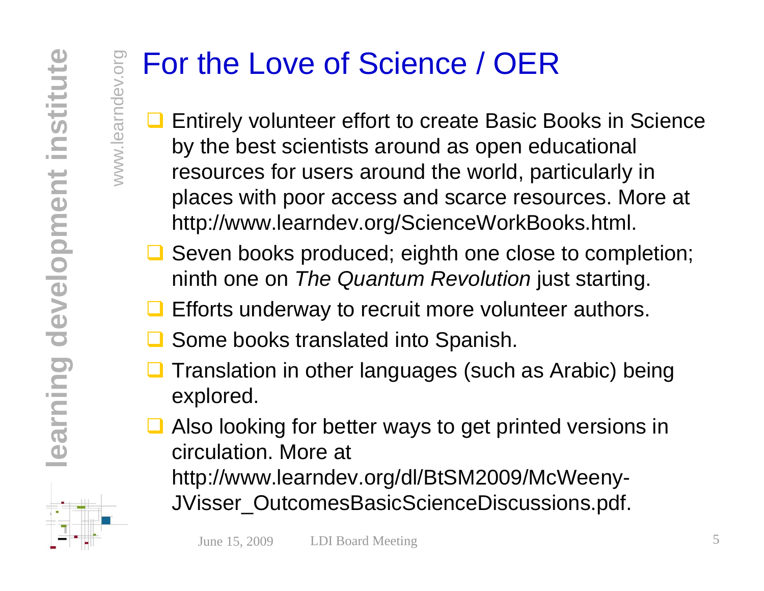# For the Love of Science / OER

- Entirely volunteer effort to create Basic Books in Science by the best scientists around as open educational resources for users around the world, particularly in places with poor access and scarce resources. More at http://www.learndev.org/ScienceWorkBooks.html.
- Seven books produced; eighth one close to completion; ninth one on *The Quantum Revolution* just starting.
- Efforts underway to recruit more volunteer authors.
- Some books translated into Spanish.
- Translation in other languages (such as Arabic) being explored.
- Also looking for better ways to get printed versions in circulation. More at http://www.learndev.org/dl/BtSM2009/McWeeny-JVisser_OutcomesBasicScienceDiscussions.pdf.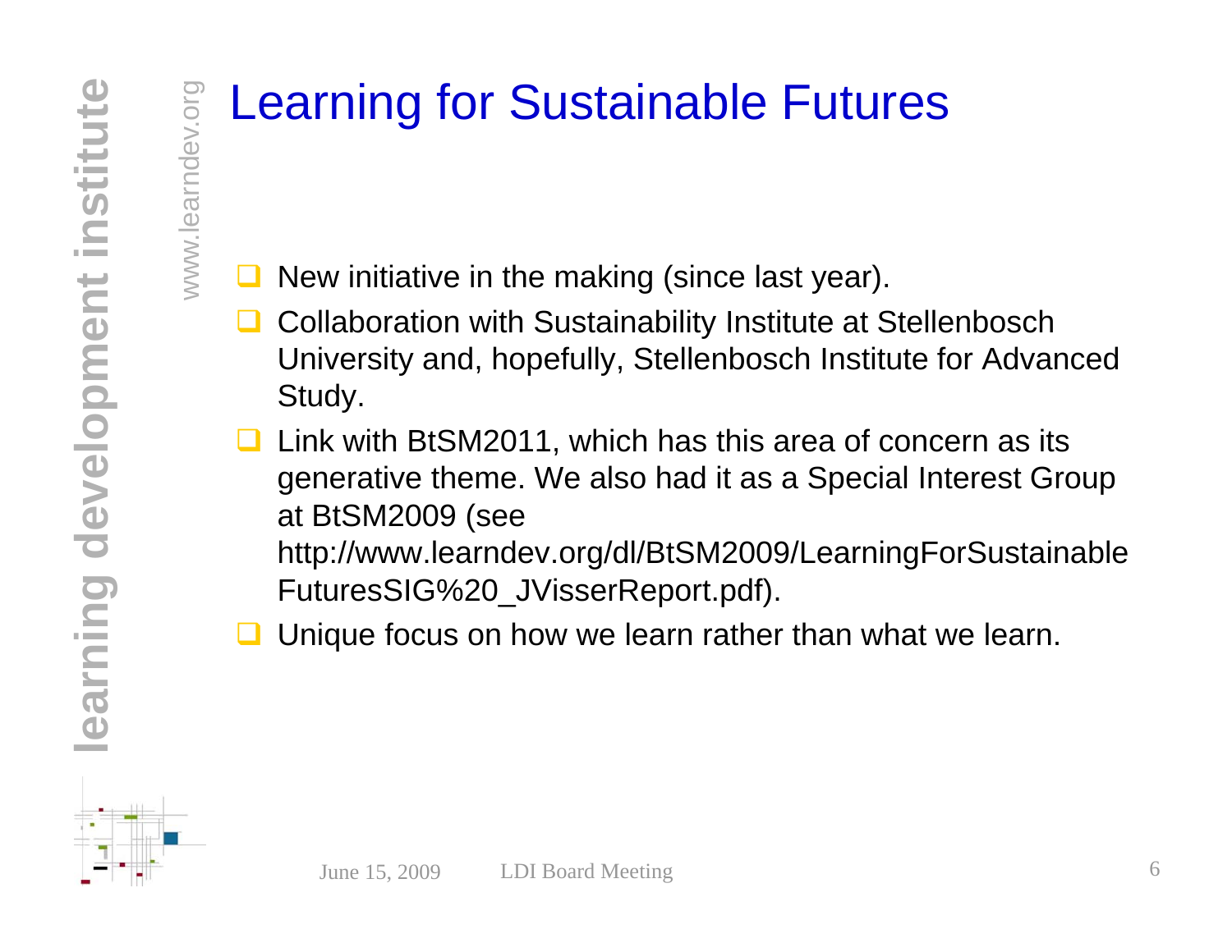# Learning for Sustainable Futures

- New initiative in the making (since last year).
- Collaboration with Sustainability Institute at Stellenbosch University and, hopefully, Stellenbosch Institute for Advanced Study.
- Link with BtSM2011, which has this area of concern as its generative theme. We also had it as a Special Interest Group at BtSM2009 (see http://www.learndev.org/dl/BtSM2009/LearningForSustainableFuturesSIG%20_JVisserReport.pdf).
- Unique focus on how we learn rather than what we learn.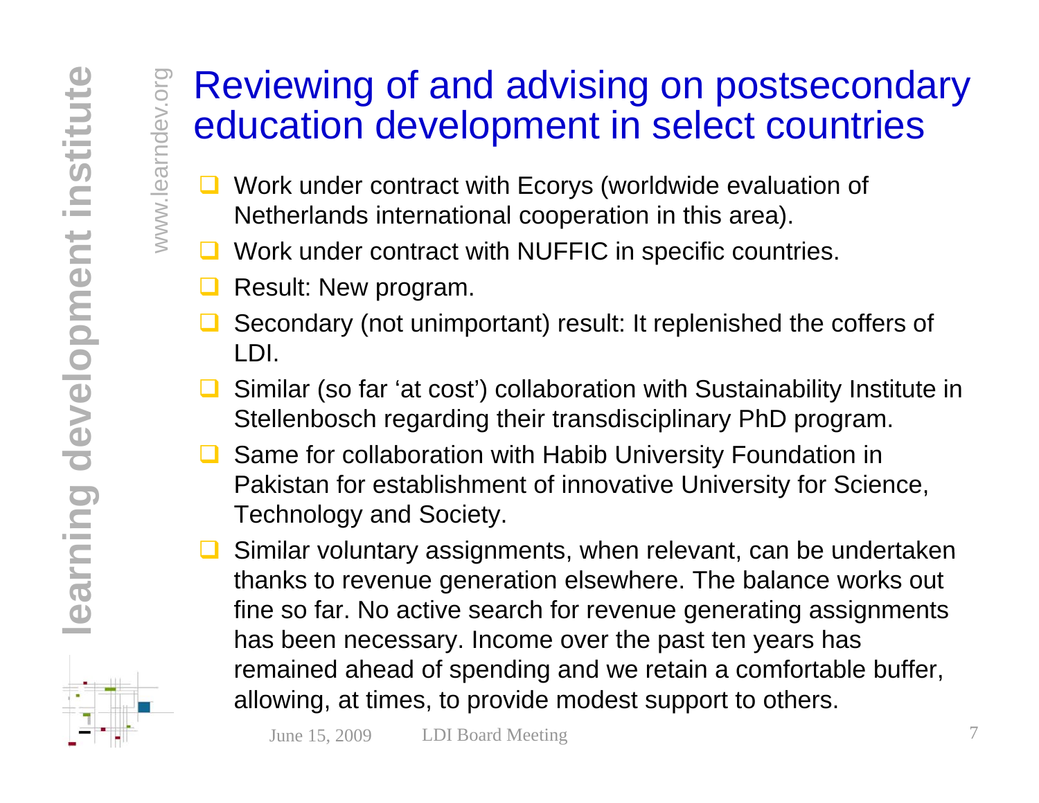# Reviewing of and advising on postsecondary education development in select countries

- Work under contract with Ecorys (worldwide evaluation of Netherlands international cooperation in this area).
- Work under contract with NUFFIC in specific countries.
- Result: New program.
- Secondary (not unimportant) result: It replenished the coffers of LDI.
- Similar (so far 'at cost') collaboration with Sustainability Institute in Stellenbosch regarding their transdisciplinary PhD program.
- Same for collaboration with Habib University Foundation in Pakistan for establishment of innovative University for Science, Technology and Society.
- Similar voluntary assignments, when relevant, can be undertaken thanks to revenue generation elsewhere. The balance works out fine so far. No active search for revenue generating assignments has been necessary. Income over the past ten years has remained ahead of spending and we retain a comfortable buffer, allowing, at times, to provide modest support to others.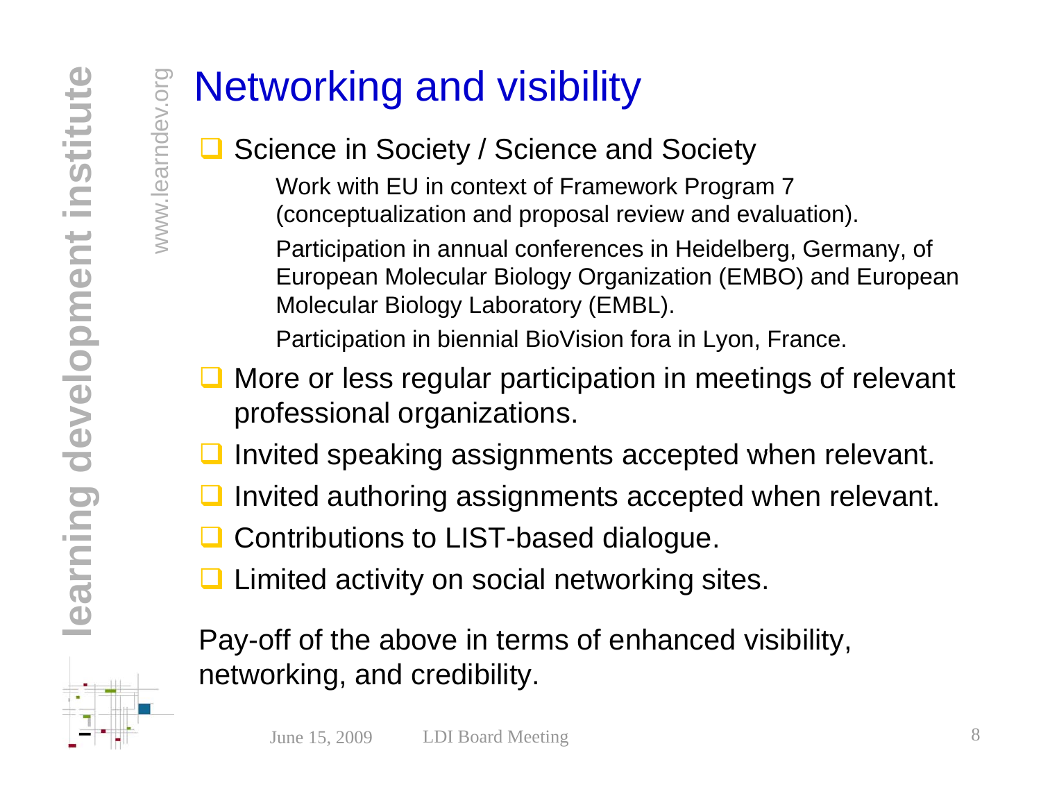# Networking and visibility

- Science in Society / Science and Society
  - Work with EU in context of Framework Program 7 (conceptualization and proposal review and evaluation).
  - Participation in annual conferences in Heidelberg, Germany, of European Molecular Biology Organization (EMBO) and European Molecular Biology Laboratory (EMBL).
  - Participation in biennial BioVision fora in Lyon, France.
- More or less regular participation in meetings of relevant professional organizations.
- Invited speaking assignments accepted when relevant.
- Invited authoring assignments accepted when relevant.
- Contributions to LIST-based dialogue.
- Limited activity on social networking sites.

Pay-off of the above in terms of enhanced visibility, networking, and credibility.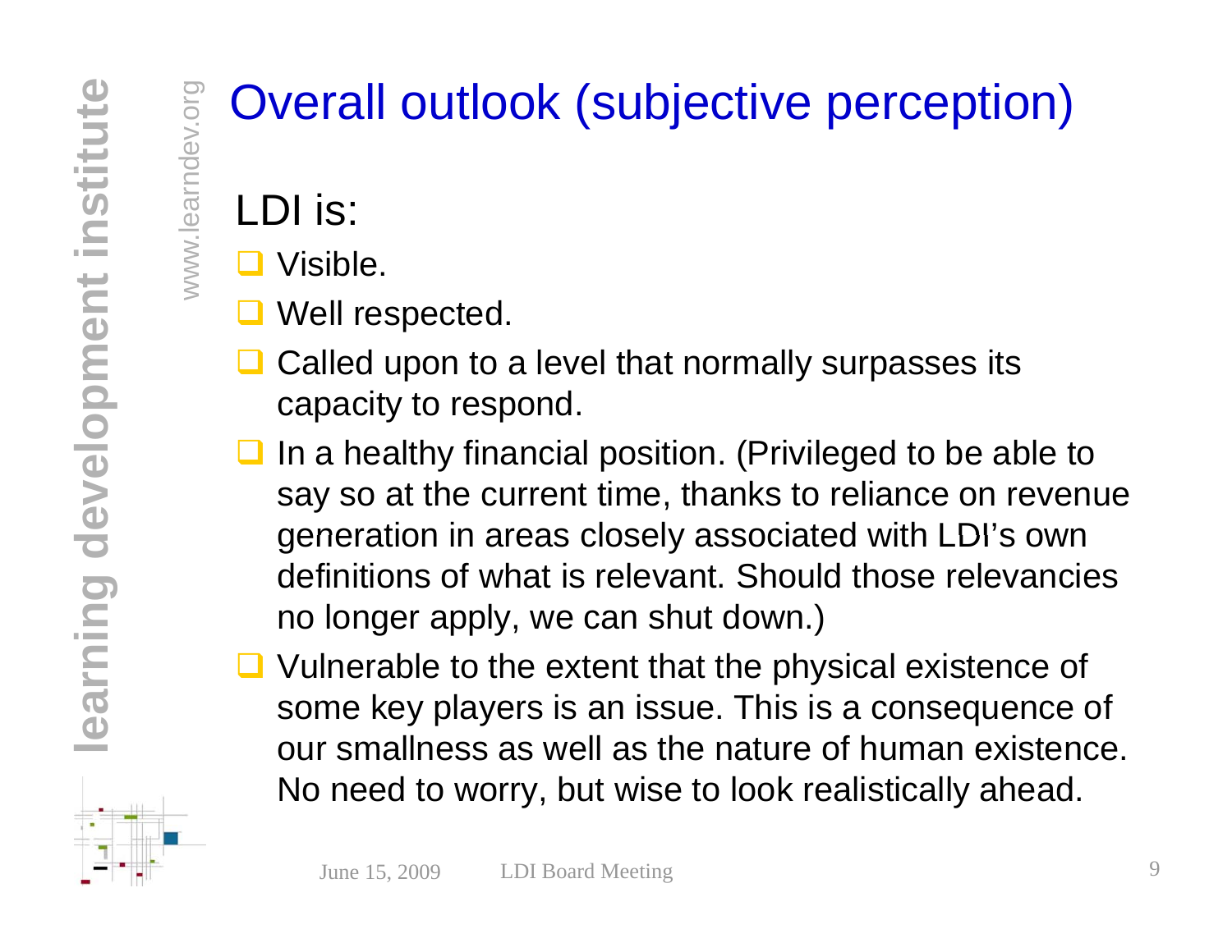# Overall outlook (subjective perception)

LDI is:

- Visible.
- Well respected.
- Called upon to a level that normally surpasses its capacity to respond.
- In a healthy financial position. (Privileged to be able to say so at the current time, thanks to reliance on revenue generation in areas closely associated with LDI's own definitions of what is relevant. Should those relevancies no longer apply, we can shut down.)
- Vulnerable to the extent that the physical existence of some key players is an issue. This is a consequence of our smallness as well as the nature of human existence. No need to worry, but wise to look realistically ahead.